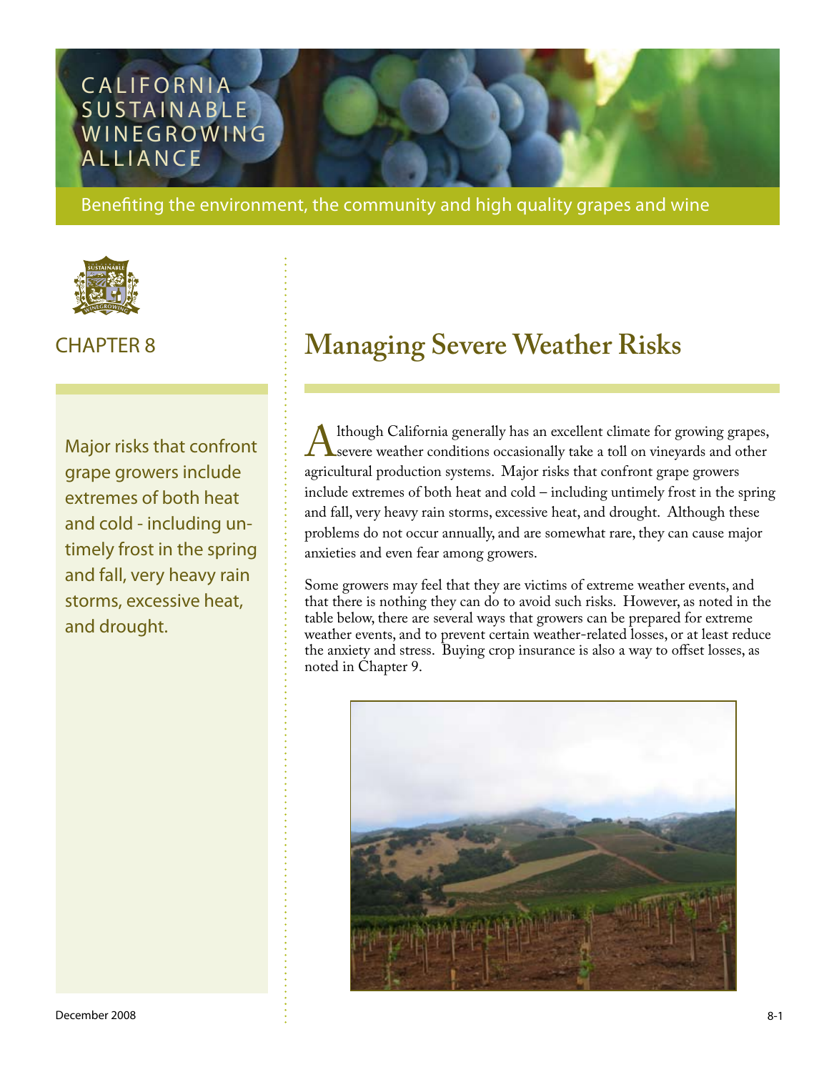CALIFORNIA SUSTAINABLE WINEGROWING ALLIANCE

Benefiting the environment, the community and high quality grapes and wine

CHAPTER 8

# Managing Severe Weather Risks

Major risks that confront grape growers include extremes of both heat and cold - including untimely frost in the spring and fall, very heavy rain storms, excessive heat, and drought.

Although California generally has an excellent climate for growing grapes, severe weather conditions occasionally take a toll on vineyards and other agricultural production systems. Major risks that confront grape growers include extremes of both heat and cold – including untimely frost in the spring and fall, very heavy rain storms, excessive heat, and drought. Although these problems do not occur annually, and are somewhat rare, they can cause major anxieties and even fear among growers.

Some growers may feel that they are victims of extreme weather events, and that there is nothing they can do to avoid such risks. However, as noted in the table below, there are several ways that growers can be prepared for extreme weather events, and to prevent certain weather-related losses, or at least reduce the anxiety and stress. Buying crop insurance is also a way to offset losses, as noted in Chapter 9.

December 2008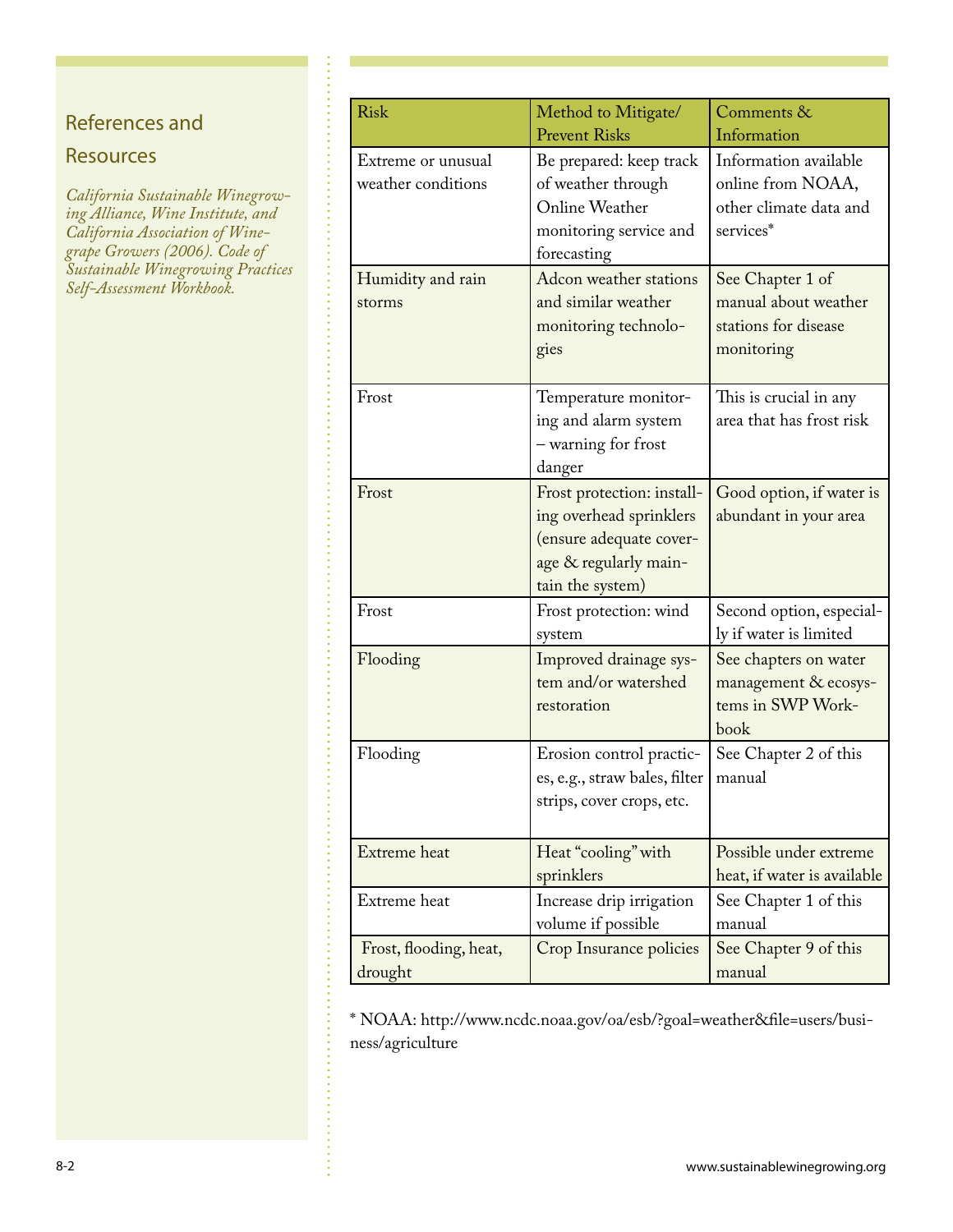## References and Resources

*California Sustainable Winegrowing Alliance, Wine Institute, and California Association of Winegrape Growers (2006). Code of Sustainable Winegrowing Practices Self-Assessment Workbook.*

| Risk | Method to Mitigate/ Prevent Risks | Comments & Information |
|---|---|---|
| Extreme or unusual weather conditions | Be prepared: keep track of weather through Online Weather monitoring service and forecasting | Information available online from NOAA, other climate data and services* |
| Humidity and rain storms | Adcon weather stations and similar weather monitoring technologies | See Chapter 1 of manual about weather stations for disease monitoring |
| Frost | Temperature monitoring and alarm system – warning for frost danger | This is crucial in any area that has frost risk |
| Frost | Frost protection: installing overhead sprinklers (ensure adequate coverage & regularly maintain the system) | Good option, if water is abundant in your area |
| Frost | Frost protection: wind system | Second option, especially if water is limited |
| Flooding | Improved drainage system and/or watershed restoration | See chapters on water management & ecosystems in SWP Workbook |
| Flooding | Erosion control practices, e.g., straw bales, filter strips, cover crops, etc. | See Chapter 2 of this manual |
| Extreme heat | Heat "cooling" with sprinklers | Possible under extreme heat, if water is available |
| Extreme heat | Increase drip irrigation volume if possible | See Chapter 1 of this manual |
| Frost, flooding, heat, drought | Crop Insurance policies | See Chapter 9 of this manual |

* NOAA: http://www.ncdc.noaa.gov/oa/esb/?goal=weather&file=users/business/agriculture